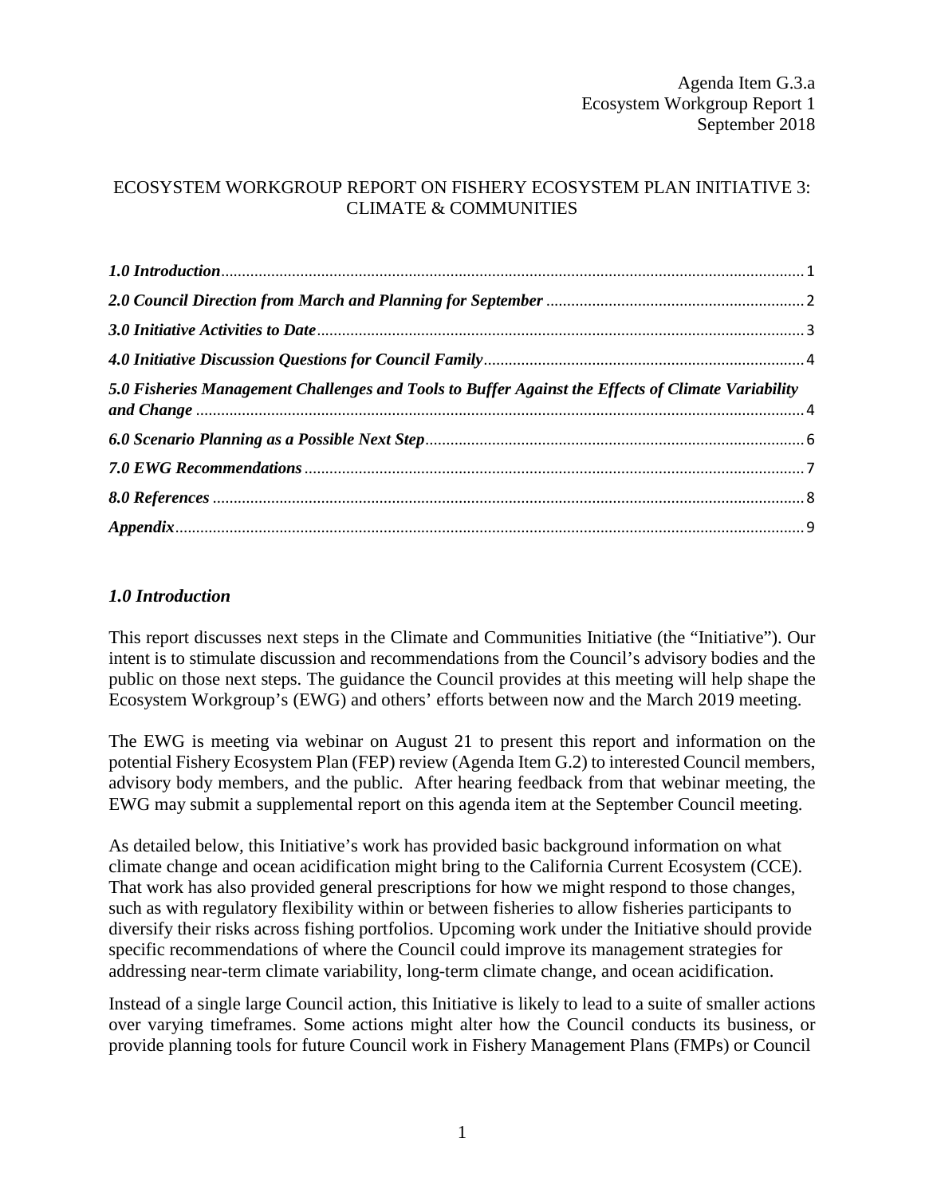Agenda Item G.3.a
Ecosystem Workgroup Report 1
September 2018

# ECOSYSTEM WORKGROUP REPORT ON FISHERY ECOSYSTEM PLAN INITIATIVE 3: CLIMATE & COMMUNITIES

*1.0 Introduction* .......... 1
*2.0 Council Direction from March and Planning for September* .......... 2
*3.0 Initiative Activities to Date* .......... 3
*4.0 Initiative Discussion Questions for Council Family* .......... 4
*5.0 Fisheries Management Challenges and Tools to Buffer Against the Effects of Climate Variability and Change* .......... 4
*6.0 Scenario Planning as a Possible Next Step* .......... 6
*7.0 EWG Recommendations* .......... 7
*8.0 References* .......... 8
*Appendix* .......... 9

## *1.0 Introduction*

This report discusses next steps in the Climate and Communities Initiative (the "Initiative"). Our intent is to stimulate discussion and recommendations from the Council's advisory bodies and the public on those next steps. The guidance the Council provides at this meeting will help shape the Ecosystem Workgroup's (EWG) and others' efforts between now and the March 2019 meeting.

The EWG is meeting via webinar on August 21 to present this report and information on the potential Fishery Ecosystem Plan (FEP) review (Agenda Item G.2) to interested Council members, advisory body members, and the public. After hearing feedback from that webinar meeting, the EWG may submit a supplemental report on this agenda item at the September Council meeting.

As detailed below, this Initiative's work has provided basic background information on what climate change and ocean acidification might bring to the California Current Ecosystem (CCE). That work has also provided general prescriptions for how we might respond to those changes, such as with regulatory flexibility within or between fisheries to allow fisheries participants to diversify their risks across fishing portfolios. Upcoming work under the Initiative should provide specific recommendations of where the Council could improve its management strategies for addressing near-term climate variability, long-term climate change, and ocean acidification.

Instead of a single large Council action, this Initiative is likely to lead to a suite of smaller actions over varying timeframes. Some actions might alter how the Council conducts its business, or provide planning tools for future Council work in Fishery Management Plans (FMPs) or Council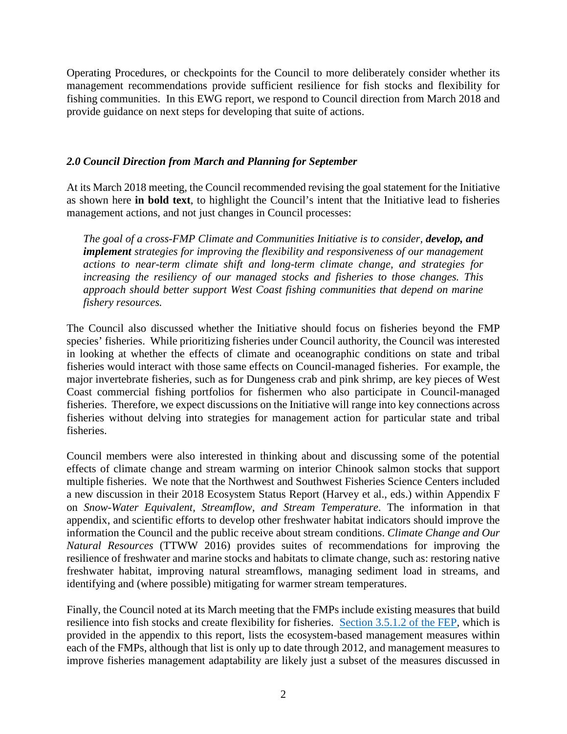Operating Procedures, or checkpoints for the Council to more deliberately consider whether its management recommendations provide sufficient resilience for fish stocks and flexibility for fishing communities. In this EWG report, we respond to Council direction from March 2018 and provide guidance on next steps for developing that suite of actions.

## *2.0 Council Direction from March and Planning for September*

At its March 2018 meeting, the Council recommended revising the goal statement for the Initiative as shown here **in bold text**, to highlight the Council's intent that the Initiative lead to fisheries management actions, and not just changes in Council processes:

> *The goal of a cross-FMP Climate and Communities Initiative is to consider,* ***develop, and implement*** *strategies for improving the flexibility and responsiveness of our management actions to near-term climate shift and long-term climate change, and strategies for increasing the resiliency of our managed stocks and fisheries to those changes. This approach should better support West Coast fishing communities that depend on marine fishery resources.*

The Council also discussed whether the Initiative should focus on fisheries beyond the FMP species' fisheries. While prioritizing fisheries under Council authority, the Council was interested in looking at whether the effects of climate and oceanographic conditions on state and tribal fisheries would interact with those same effects on Council-managed fisheries. For example, the major invertebrate fisheries, such as for Dungeness crab and pink shrimp, are key pieces of West Coast commercial fishing portfolios for fishermen who also participate in Council-managed fisheries. Therefore, we expect discussions on the Initiative will range into key connections across fisheries without delving into strategies for management action for particular state and tribal fisheries.

Council members were also interested in thinking about and discussing some of the potential effects of climate change and stream warming on interior Chinook salmon stocks that support multiple fisheries. We note that the Northwest and Southwest Fisheries Science Centers included a new discussion in their 2018 Ecosystem Status Report (Harvey et al., eds.) within Appendix F on *Snow-Water Equivalent, Streamflow, and Stream Temperature*. The information in that appendix, and scientific efforts to develop other freshwater habitat indicators should improve the information the Council and the public receive about stream conditions. *Climate Change and Our Natural Resources* (TTWW 2016) provides suites of recommendations for improving the resilience of freshwater and marine stocks and habitats to climate change, such as: restoring native freshwater habitat, improving natural streamflows, managing sediment load in streams, and identifying and (where possible) mitigating for warmer stream temperatures.

Finally, the Council noted at its March meeting that the FMPs include existing measures that build resilience into fish stocks and create flexibility for fisheries. [Section 3.5.1.2 of the FEP](), which is provided in the appendix to this report, lists the ecosystem-based management measures within each of the FMPs, although that list is only up to date through 2012, and management measures to improve fisheries management adaptability are likely just a subset of the measures discussed in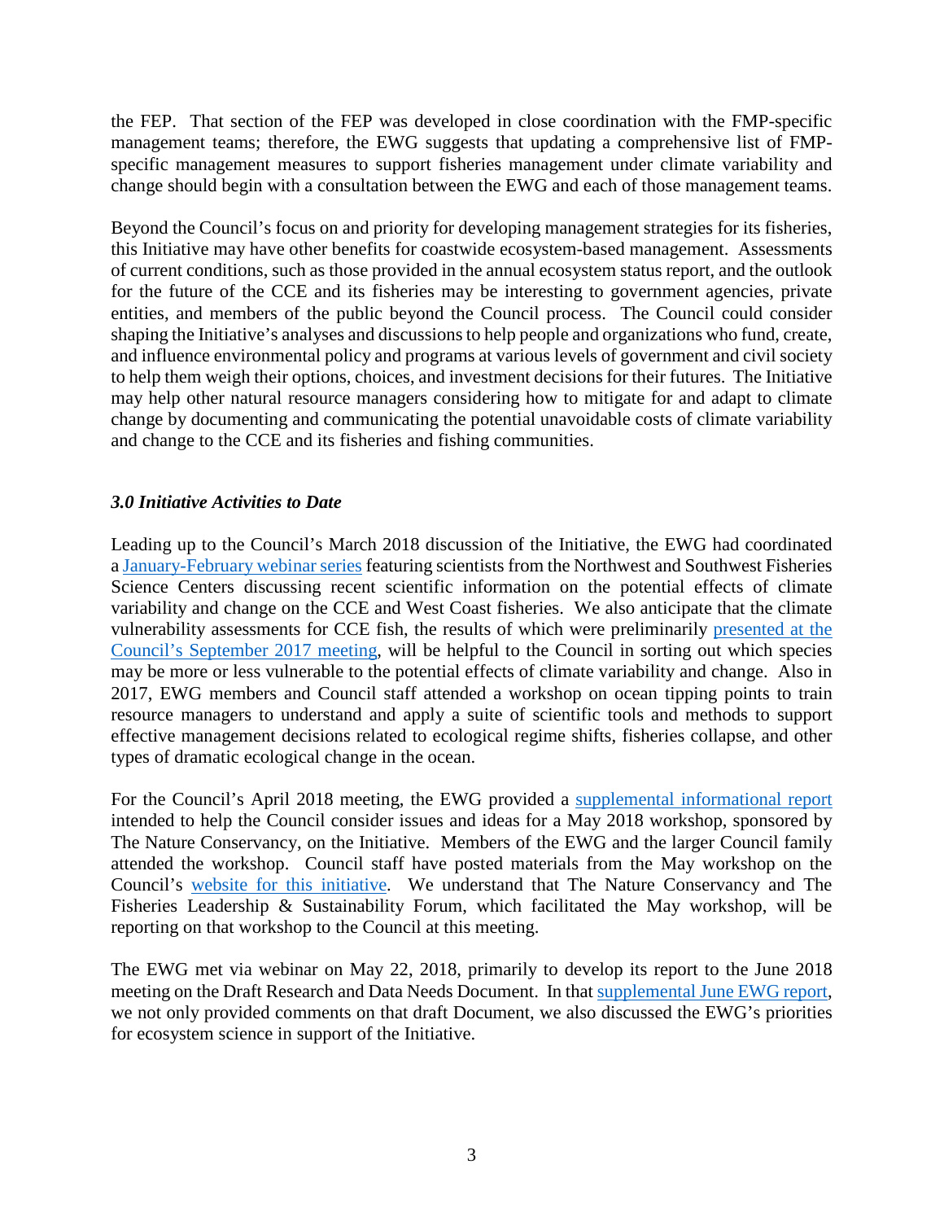the FEP. That section of the FEP was developed in close coordination with the FMP-specific management teams; therefore, the EWG suggests that updating a comprehensive list of FMP-specific management measures to support fisheries management under climate variability and change should begin with a consultation between the EWG and each of those management teams.

Beyond the Council's focus on and priority for developing management strategies for its fisheries, this Initiative may have other benefits for coastwide ecosystem-based management. Assessments of current conditions, such as those provided in the annual ecosystem status report, and the outlook for the future of the CCE and its fisheries may be interesting to government agencies, private entities, and members of the public beyond the Council process. The Council could consider shaping the Initiative's analyses and discussions to help people and organizations who fund, create, and influence environmental policy and programs at various levels of government and civil society to help them weigh their options, choices, and investment decisions for their futures. The Initiative may help other natural resource managers considering how to mitigate for and adapt to climate change by documenting and communicating the potential unavoidable costs of climate variability and change to the CCE and its fisheries and fishing communities.

### *3.0 Initiative Activities to Date*

Leading up to the Council's March 2018 discussion of the Initiative, the EWG had coordinated a January-February webinar series featuring scientists from the Northwest and Southwest Fisheries Science Centers discussing recent scientific information on the potential effects of climate variability and change on the CCE and West Coast fisheries. We also anticipate that the climate vulnerability assessments for CCE fish, the results of which were preliminarily presented at the Council's September 2017 meeting, will be helpful to the Council in sorting out which species may be more or less vulnerable to the potential effects of climate variability and change. Also in 2017, EWG members and Council staff attended a workshop on ocean tipping points to train resource managers to understand and apply a suite of scientific tools and methods to support effective management decisions related to ecological regime shifts, fisheries collapse, and other types of dramatic ecological change in the ocean.

For the Council's April 2018 meeting, the EWG provided a supplemental informational report intended to help the Council consider issues and ideas for a May 2018 workshop, sponsored by The Nature Conservancy, on the Initiative. Members of the EWG and the larger Council family attended the workshop. Council staff have posted materials from the May workshop on the Council's website for this initiative. We understand that The Nature Conservancy and The Fisheries Leadership & Sustainability Forum, which facilitated the May workshop, will be reporting on that workshop to the Council at this meeting.

The EWG met via webinar on May 22, 2018, primarily to develop its report to the June 2018 meeting on the Draft Research and Data Needs Document. In that supplemental June EWG report, we not only provided comments on that draft Document, we also discussed the EWG's priorities for ecosystem science in support of the Initiative.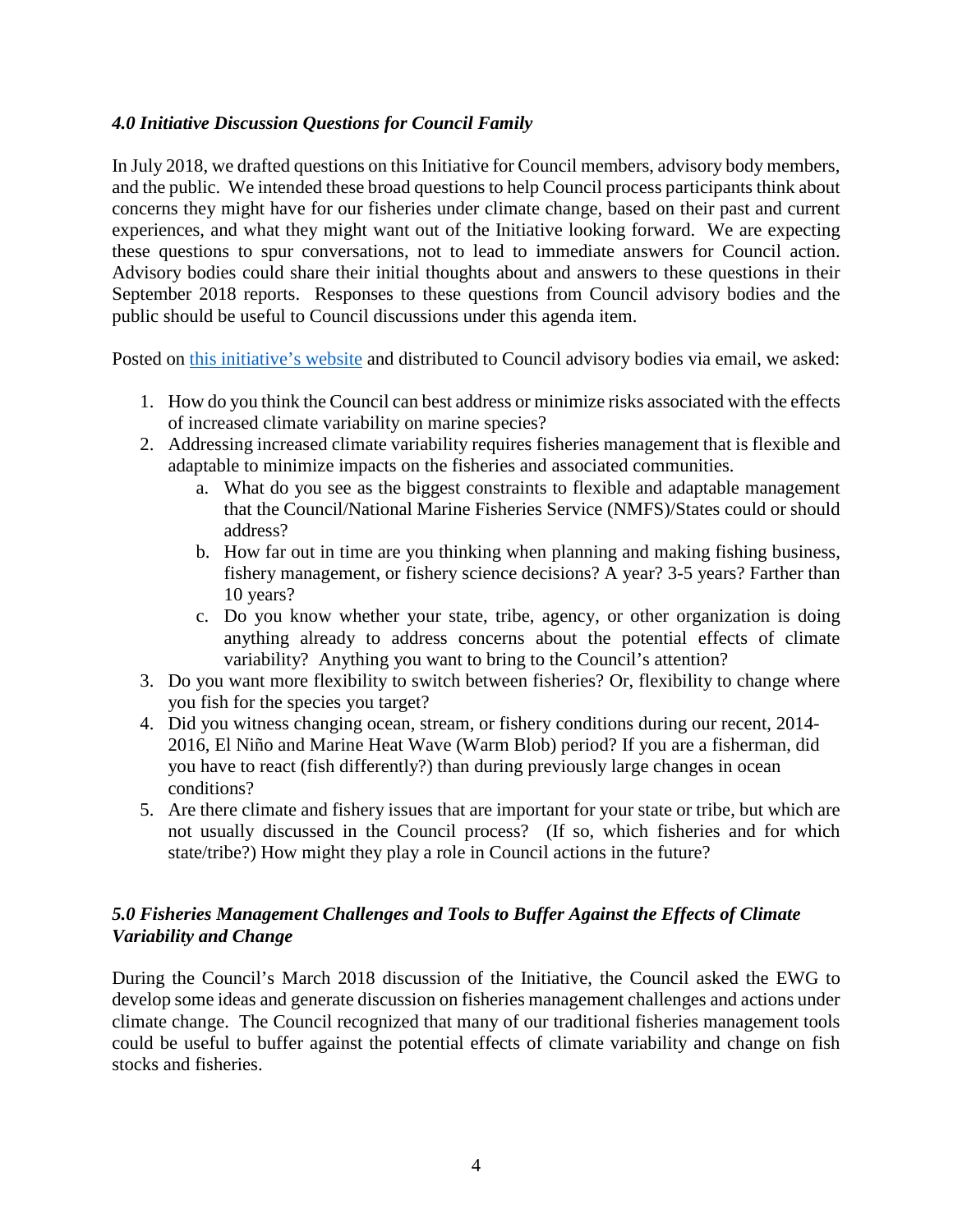### *4.0 Initiative Discussion Questions for Council Family*

In July 2018, we drafted questions on this Initiative for Council members, advisory body members, and the public. We intended these broad questions to help Council process participants think about concerns they might have for our fisheries under climate change, based on their past and current experiences, and what they might want out of the Initiative looking forward. We are expecting these questions to spur conversations, not to lead to immediate answers for Council action. Advisory bodies could share their initial thoughts about and answers to these questions in their September 2018 reports. Responses to these questions from Council advisory bodies and the public should be useful to Council discussions under this agenda item.

Posted on this initiative's website and distributed to Council advisory bodies via email, we asked:

1. How do you think the Council can best address or minimize risks associated with the effects of increased climate variability on marine species?
2. Addressing increased climate variability requires fisheries management that is flexible and adaptable to minimize impacts on the fisheries and associated communities.
    a. What do you see as the biggest constraints to flexible and adaptable management that the Council/National Marine Fisheries Service (NMFS)/States could or should address?
    b. How far out in time are you thinking when planning and making fishing business, fishery management, or fishery science decisions? A year? 3-5 years? Farther than 10 years?
    c. Do you know whether your state, tribe, agency, or other organization is doing anything already to address concerns about the potential effects of climate variability? Anything you want to bring to the Council's attention?
3. Do you want more flexibility to switch between fisheries? Or, flexibility to change where you fish for the species you target?
4. Did you witness changing ocean, stream, or fishery conditions during our recent, 2014-2016, El Niño and Marine Heat Wave (Warm Blob) period? If you are a fisherman, did you have to react (fish differently?) than during previously large changes in ocean conditions?
5. Are there climate and fishery issues that are important for your state or tribe, but which are not usually discussed in the Council process? (If so, which fisheries and for which state/tribe?) How might they play a role in Council actions in the future?

### *5.0 Fisheries Management Challenges and Tools to Buffer Against the Effects of Climate Variability and Change*

During the Council's March 2018 discussion of the Initiative, the Council asked the EWG to develop some ideas and generate discussion on fisheries management challenges and actions under climate change. The Council recognized that many of our traditional fisheries management tools could be useful to buffer against the potential effects of climate variability and change on fish stocks and fisheries.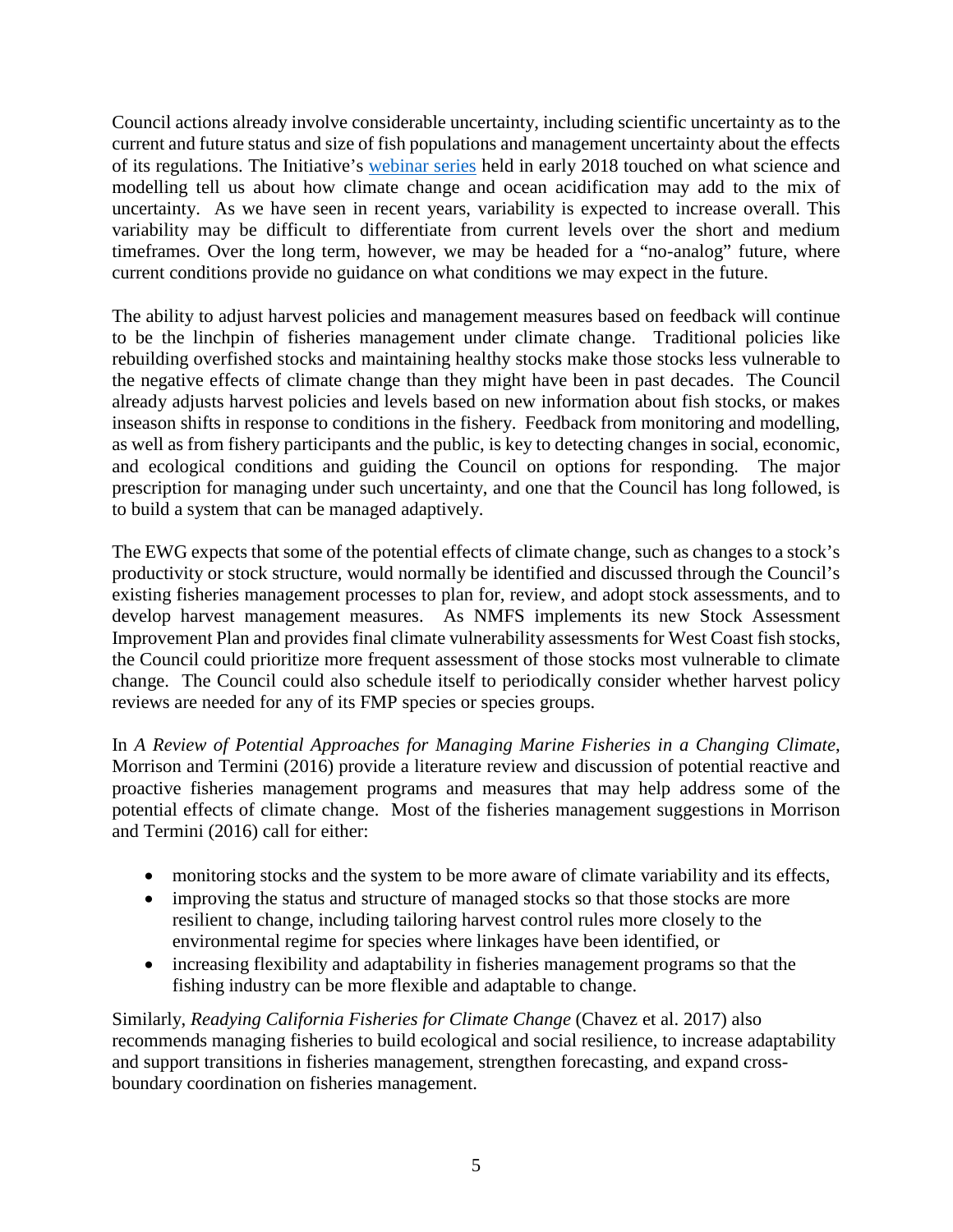Council actions already involve considerable uncertainty, including scientific uncertainty as to the current and future status and size of fish populations and management uncertainty about the effects of its regulations. The Initiative's [webinar series] held in early 2018 touched on what science and modelling tell us about how climate change and ocean acidification may add to the mix of uncertainty. As we have seen in recent years, variability is expected to increase overall. This variability may be difficult to differentiate from current levels over the short and medium timeframes. Over the long term, however, we may be headed for a "no-analog" future, where current conditions provide no guidance on what conditions we may expect in the future.

The ability to adjust harvest policies and management measures based on feedback will continue to be the linchpin of fisheries management under climate change. Traditional policies like rebuilding overfished stocks and maintaining healthy stocks make those stocks less vulnerable to the negative effects of climate change than they might have been in past decades. The Council already adjusts harvest policies and levels based on new information about fish stocks, or makes inseason shifts in response to conditions in the fishery. Feedback from monitoring and modelling, as well as from fishery participants and the public, is key to detecting changes in social, economic, and ecological conditions and guiding the Council on options for responding. The major prescription for managing under such uncertainty, and one that the Council has long followed, is to build a system that can be managed adaptively.

The EWG expects that some of the potential effects of climate change, such as changes to a stock's productivity or stock structure, would normally be identified and discussed through the Council's existing fisheries management processes to plan for, review, and adopt stock assessments, and to develop harvest management measures. As NMFS implements its new Stock Assessment Improvement Plan and provides final climate vulnerability assessments for West Coast fish stocks, the Council could prioritize more frequent assessment of those stocks most vulnerable to climate change. The Council could also schedule itself to periodically consider whether harvest policy reviews are needed for any of its FMP species or species groups.

In *A Review of Potential Approaches for Managing Marine Fisheries in a Changing Climate*, Morrison and Termini (2016) provide a literature review and discussion of potential reactive and proactive fisheries management programs and measures that may help address some of the potential effects of climate change. Most of the fisheries management suggestions in Morrison and Termini (2016) call for either:

- monitoring stocks and the system to be more aware of climate variability and its effects,
- improving the status and structure of managed stocks so that those stocks are more resilient to change, including tailoring harvest control rules more closely to the environmental regime for species where linkages have been identified, or
- increasing flexibility and adaptability in fisheries management programs so that the fishing industry can be more flexible and adaptable to change.

Similarly, *Readying California Fisheries for Climate Change* (Chavez et al. 2017) also recommends managing fisheries to build ecological and social resilience, to increase adaptability and support transitions in fisheries management, strengthen forecasting, and expand cross-boundary coordination on fisheries management.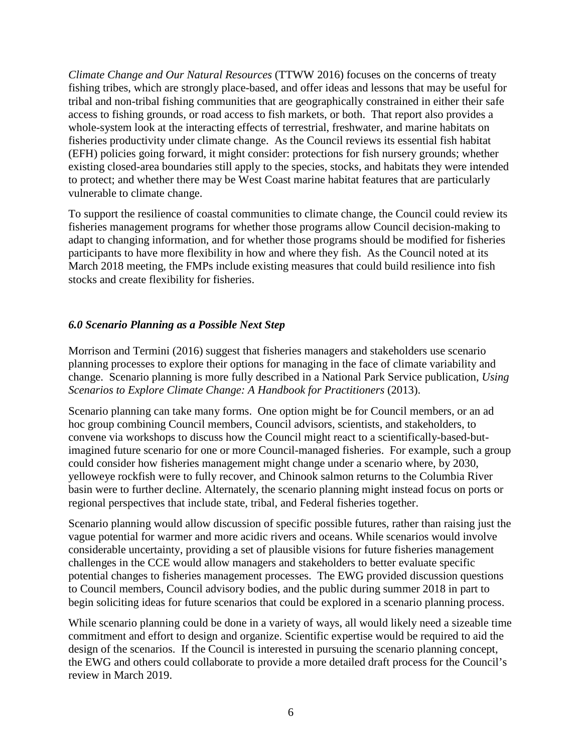*Climate Change and Our Natural Resources* (TTWW 2016) focuses on the concerns of treaty fishing tribes, which are strongly place-based, and offer ideas and lessons that may be useful for tribal and non-tribal fishing communities that are geographically constrained in either their safe access to fishing grounds, or road access to fish markets, or both. That report also provides a whole-system look at the interacting effects of terrestrial, freshwater, and marine habitats on fisheries productivity under climate change. As the Council reviews its essential fish habitat (EFH) policies going forward, it might consider: protections for fish nursery grounds; whether existing closed-area boundaries still apply to the species, stocks, and habitats they were intended to protect; and whether there may be West Coast marine habitat features that are particularly vulnerable to climate change.

To support the resilience of coastal communities to climate change, the Council could review its fisheries management programs for whether those programs allow Council decision-making to adapt to changing information, and for whether those programs should be modified for fisheries participants to have more flexibility in how and where they fish. As the Council noted at its March 2018 meeting, the FMPs include existing measures that could build resilience into fish stocks and create flexibility for fisheries.

## *6.0 Scenario Planning as a Possible Next Step*

Morrison and Termini (2016) suggest that fisheries managers and stakeholders use scenario planning processes to explore their options for managing in the face of climate variability and change. Scenario planning is more fully described in a National Park Service publication, *Using Scenarios to Explore Climate Change: A Handbook for Practitioners* (2013).

Scenario planning can take many forms. One option might be for Council members, or an ad hoc group combining Council members, Council advisors, scientists, and stakeholders, to convene via workshops to discuss how the Council might react to a scientifically-based-but-imagined future scenario for one or more Council-managed fisheries. For example, such a group could consider how fisheries management might change under a scenario where, by 2030, yelloweye rockfish were to fully recover, and Chinook salmon returns to the Columbia River basin were to further decline. Alternately, the scenario planning might instead focus on ports or regional perspectives that include state, tribal, and Federal fisheries together.

Scenario planning would allow discussion of specific possible futures, rather than raising just the vague potential for warmer and more acidic rivers and oceans. While scenarios would involve considerable uncertainty, providing a set of plausible visions for future fisheries management challenges in the CCE would allow managers and stakeholders to better evaluate specific potential changes to fisheries management processes. The EWG provided discussion questions to Council members, Council advisory bodies, and the public during summer 2018 in part to begin soliciting ideas for future scenarios that could be explored in a scenario planning process.

While scenario planning could be done in a variety of ways, all would likely need a sizeable time commitment and effort to design and organize. Scientific expertise would be required to aid the design of the scenarios. If the Council is interested in pursuing the scenario planning concept, the EWG and others could collaborate to provide a more detailed draft process for the Council's review in March 2019.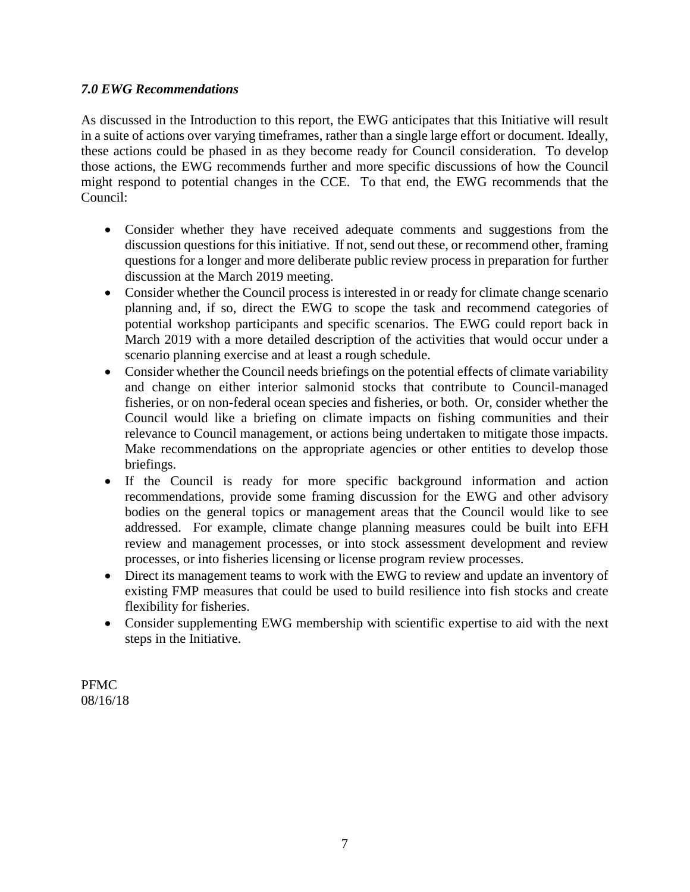### *7.0 EWG Recommendations*

As discussed in the Introduction to this report, the EWG anticipates that this Initiative will result in a suite of actions over varying timeframes, rather than a single large effort or document. Ideally, these actions could be phased in as they become ready for Council consideration. To develop those actions, the EWG recommends further and more specific discussions of how the Council might respond to potential changes in the CCE. To that end, the EWG recommends that the Council:

- Consider whether they have received adequate comments and suggestions from the discussion questions for this initiative. If not, send out these, or recommend other, framing questions for a longer and more deliberate public review process in preparation for further discussion at the March 2019 meeting.
- Consider whether the Council process is interested in or ready for climate change scenario planning and, if so, direct the EWG to scope the task and recommend categories of potential workshop participants and specific scenarios. The EWG could report back in March 2019 with a more detailed description of the activities that would occur under a scenario planning exercise and at least a rough schedule.
- Consider whether the Council needs briefings on the potential effects of climate variability and change on either interior salmonid stocks that contribute to Council-managed fisheries, or on non-federal ocean species and fisheries, or both. Or, consider whether the Council would like a briefing on climate impacts on fishing communities and their relevance to Council management, or actions being undertaken to mitigate those impacts. Make recommendations on the appropriate agencies or other entities to develop those briefings.
- If the Council is ready for more specific background information and action recommendations, provide some framing discussion for the EWG and other advisory bodies on the general topics or management areas that the Council would like to see addressed. For example, climate change planning measures could be built into EFH review and management processes, or into stock assessment development and review processes, or into fisheries licensing or license program review processes.
- Direct its management teams to work with the EWG to review and update an inventory of existing FMP measures that could be used to build resilience into fish stocks and create flexibility for fisheries.
- Consider supplementing EWG membership with scientific expertise to aid with the next steps in the Initiative.

PFMC
08/16/18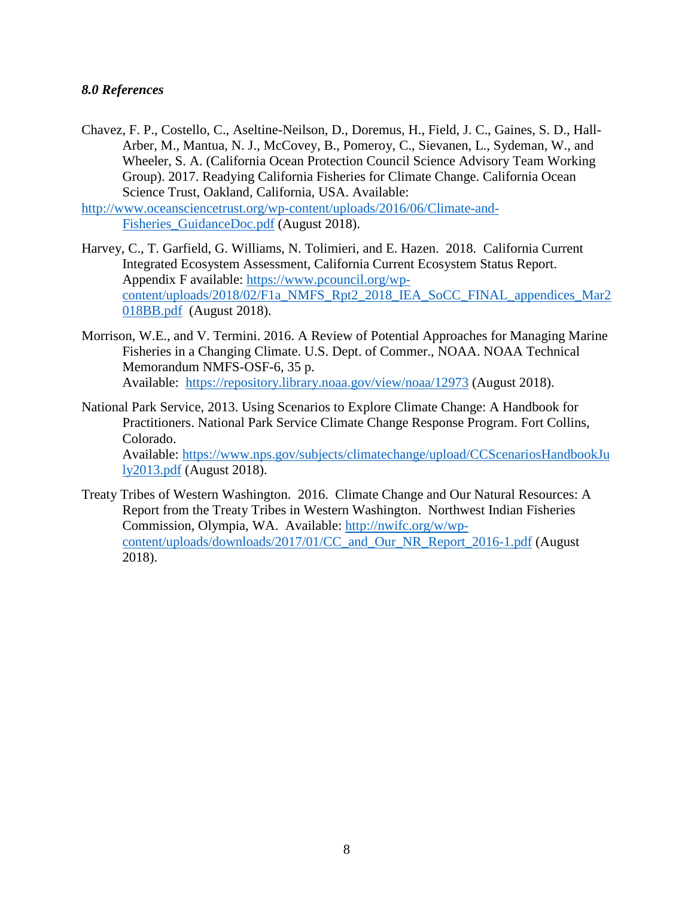### *8.0 References*

Chavez, F. P., Costello, C., Aseltine-Neilson, D., Doremus, H., Field, J. C., Gaines, S. D., Hall-Arber, M., Mantua, N. J., McCovey, B., Pomeroy, C., Sievanen, L., Sydeman, W., and Wheeler, S. A. (California Ocean Protection Council Science Advisory Team Working Group). 2017. Readying California Fisheries for Climate Change. California Ocean Science Trust, Oakland, California, USA. Available: http://www.oceansciencetrust.org/wp-content/uploads/2016/06/Climate-and-Fisheries_GuidanceDoc.pdf (August 2018).

Harvey, C., T. Garfield, G. Williams, N. Tolimieri, and E. Hazen. 2018. California Current Integrated Ecosystem Assessment, California Current Ecosystem Status Report. Appendix F available: https://www.pcouncil.org/wp-content/uploads/2018/02/F1a_NMFS_Rpt2_2018_IEA_SoCC_FINAL_appendices_Mar2018BB.pdf (August 2018).

Morrison, W.E., and V. Termini. 2016. A Review of Potential Approaches for Managing Marine Fisheries in a Changing Climate. U.S. Dept. of Commer., NOAA. NOAA Technical Memorandum NMFS-OSF-6, 35 p. Available: https://repository.library.noaa.gov/view/noaa/12973 (August 2018).

National Park Service, 2013. Using Scenarios to Explore Climate Change: A Handbook for Practitioners. National Park Service Climate Change Response Program. Fort Collins, Colorado. Available: https://www.nps.gov/subjects/climatechange/upload/CCScenariosHandbookJuly2013.pdf (August 2018).

Treaty Tribes of Western Washington. 2016. Climate Change and Our Natural Resources: A Report from the Treaty Tribes in Western Washington. Northwest Indian Fisheries Commission, Olympia, WA. Available: http://nwifc.org/w/wp-content/uploads/downloads/2017/01/CC_and_Our_NR_Report_2016-1.pdf (August 2018).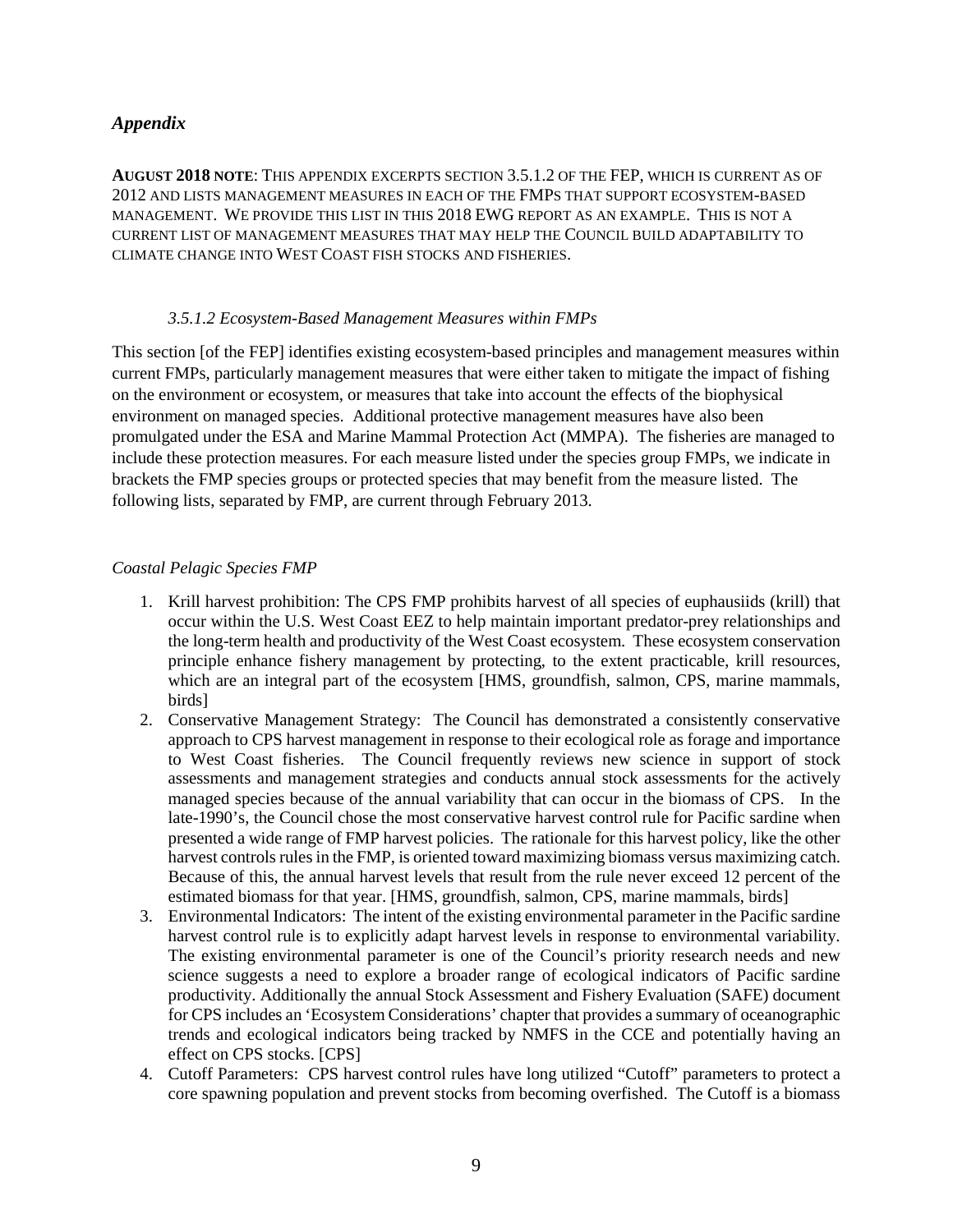## *Appendix*

**AUGUST 2018 NOTE**: THIS APPENDIX EXCERPTS SECTION 3.5.1.2 OF THE FEP, WHICH IS CURRENT AS OF 2012 AND LISTS MANAGEMENT MEASURES IN EACH OF THE FMPS THAT SUPPORT ECOSYSTEM-BASED MANAGEMENT. WE PROVIDE THIS LIST IN THIS 2018 EWG REPORT AS AN EXAMPLE. THIS IS NOT A CURRENT LIST OF MANAGEMENT MEASURES THAT MAY HELP THE COUNCIL BUILD ADAPTABILITY TO CLIMATE CHANGE INTO WEST COAST FISH STOCKS AND FISHERIES.

### *3.5.1.2 Ecosystem-Based Management Measures within FMPs*

This section [of the FEP] identifies existing ecosystem-based principles and management measures within current FMPs, particularly management measures that were either taken to mitigate the impact of fishing on the environment or ecosystem, or measures that take into account the effects of the biophysical environment on managed species. Additional protective management measures have also been promulgated under the ESA and Marine Mammal Protection Act (MMPA). The fisheries are managed to include these protection measures. For each measure listed under the species group FMPs, we indicate in brackets the FMP species groups or protected species that may benefit from the measure listed. The following lists, separated by FMP, are current through February 2013.

*Coastal Pelagic Species FMP*

1. Krill harvest prohibition: The CPS FMP prohibits harvest of all species of euphausiids (krill) that occur within the U.S. West Coast EEZ to help maintain important predator-prey relationships and the long-term health and productivity of the West Coast ecosystem. These ecosystem conservation principle enhance fishery management by protecting, to the extent practicable, krill resources, which are an integral part of the ecosystem [HMS, groundfish, salmon, CPS, marine mammals, birds]
2. Conservative Management Strategy: The Council has demonstrated a consistently conservative approach to CPS harvest management in response to their ecological role as forage and importance to West Coast fisheries. The Council frequently reviews new science in support of stock assessments and management strategies and conducts annual stock assessments for the actively managed species because of the annual variability that can occur in the biomass of CPS. In the late-1990's, the Council chose the most conservative harvest control rule for Pacific sardine when presented a wide range of FMP harvest policies. The rationale for this harvest policy, like the other harvest controls rules in the FMP, is oriented toward maximizing biomass versus maximizing catch. Because of this, the annual harvest levels that result from the rule never exceed 12 percent of the estimated biomass for that year. [HMS, groundfish, salmon, CPS, marine mammals, birds]
3. Environmental Indicators: The intent of the existing environmental parameter in the Pacific sardine harvest control rule is to explicitly adapt harvest levels in response to environmental variability. The existing environmental parameter is one of the Council's priority research needs and new science suggests a need to explore a broader range of ecological indicators of Pacific sardine productivity. Additionally the annual Stock Assessment and Fishery Evaluation (SAFE) document for CPS includes an 'Ecosystem Considerations' chapter that provides a summary of oceanographic trends and ecological indicators being tracked by NMFS in the CCE and potentially having an effect on CPS stocks. [CPS]
4. Cutoff Parameters: CPS harvest control rules have long utilized "Cutoff" parameters to protect a core spawning population and prevent stocks from becoming overfished. The Cutoff is a biomass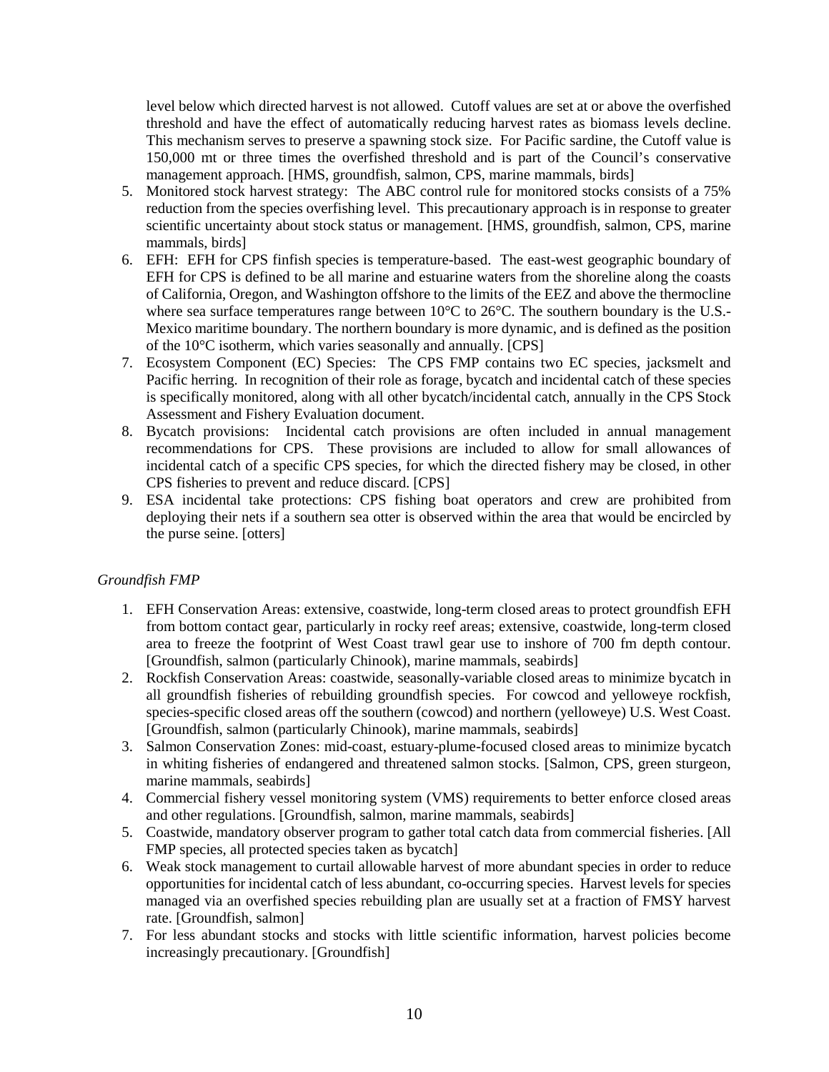level below which directed harvest is not allowed. Cutoff values are set at or above the overfished threshold and have the effect of automatically reducing harvest rates as biomass levels decline. This mechanism serves to preserve a spawning stock size. For Pacific sardine, the Cutoff value is 150,000 mt or three times the overfished threshold and is part of the Council's conservative management approach. [HMS, groundfish, salmon, CPS, marine mammals, birds]

5. Monitored stock harvest strategy: The ABC control rule for monitored stocks consists of a 75% reduction from the species overfishing level. This precautionary approach is in response to greater scientific uncertainty about stock status or management. [HMS, groundfish, salmon, CPS, marine mammals, birds]
6. EFH: EFH for CPS finfish species is temperature-based. The east-west geographic boundary of EFH for CPS is defined to be all marine and estuarine waters from the shoreline along the coasts of California, Oregon, and Washington offshore to the limits of the EEZ and above the thermocline where sea surface temperatures range between 10°C to 26°C. The southern boundary is the U.S.-Mexico maritime boundary. The northern boundary is more dynamic, and is defined as the position of the 10°C isotherm, which varies seasonally and annually. [CPS]
7. Ecosystem Component (EC) Species: The CPS FMP contains two EC species, jacksmelt and Pacific herring. In recognition of their role as forage, bycatch and incidental catch of these species is specifically monitored, along with all other bycatch/incidental catch, annually in the CPS Stock Assessment and Fishery Evaluation document.
8. Bycatch provisions: Incidental catch provisions are often included in annual management recommendations for CPS. These provisions are included to allow for small allowances of incidental catch of a specific CPS species, for which the directed fishery may be closed, in other CPS fisheries to prevent and reduce discard. [CPS]
9. ESA incidental take protections: CPS fishing boat operators and crew are prohibited from deploying their nets if a southern sea otter is observed within the area that would be encircled by the purse seine. [otters]

*Groundfish FMP*

1. EFH Conservation Areas: extensive, coastwide, long-term closed areas to protect groundfish EFH from bottom contact gear, particularly in rocky reef areas; extensive, coastwide, long-term closed area to freeze the footprint of West Coast trawl gear use to inshore of 700 fm depth contour. [Groundfish, salmon (particularly Chinook), marine mammals, seabirds]
2. Rockfish Conservation Areas: coastwide, seasonally-variable closed areas to minimize bycatch in all groundfish fisheries of rebuilding groundfish species. For cowcod and yelloweye rockfish, species-specific closed areas off the southern (cowcod) and northern (yelloweye) U.S. West Coast. [Groundfish, salmon (particularly Chinook), marine mammals, seabirds]
3. Salmon Conservation Zones: mid-coast, estuary-plume-focused closed areas to minimize bycatch in whiting fisheries of endangered and threatened salmon stocks. [Salmon, CPS, green sturgeon, marine mammals, seabirds]
4. Commercial fishery vessel monitoring system (VMS) requirements to better enforce closed areas and other regulations. [Groundfish, salmon, marine mammals, seabirds]
5. Coastwide, mandatory observer program to gather total catch data from commercial fisheries. [All FMP species, all protected species taken as bycatch]
6. Weak stock management to curtail allowable harvest of more abundant species in order to reduce opportunities for incidental catch of less abundant, co-occurring species. Harvest levels for species managed via an overfished species rebuilding plan are usually set at a fraction of FMSY harvest rate. [Groundfish, salmon]
7. For less abundant stocks and stocks with little scientific information, harvest policies become increasingly precautionary. [Groundfish]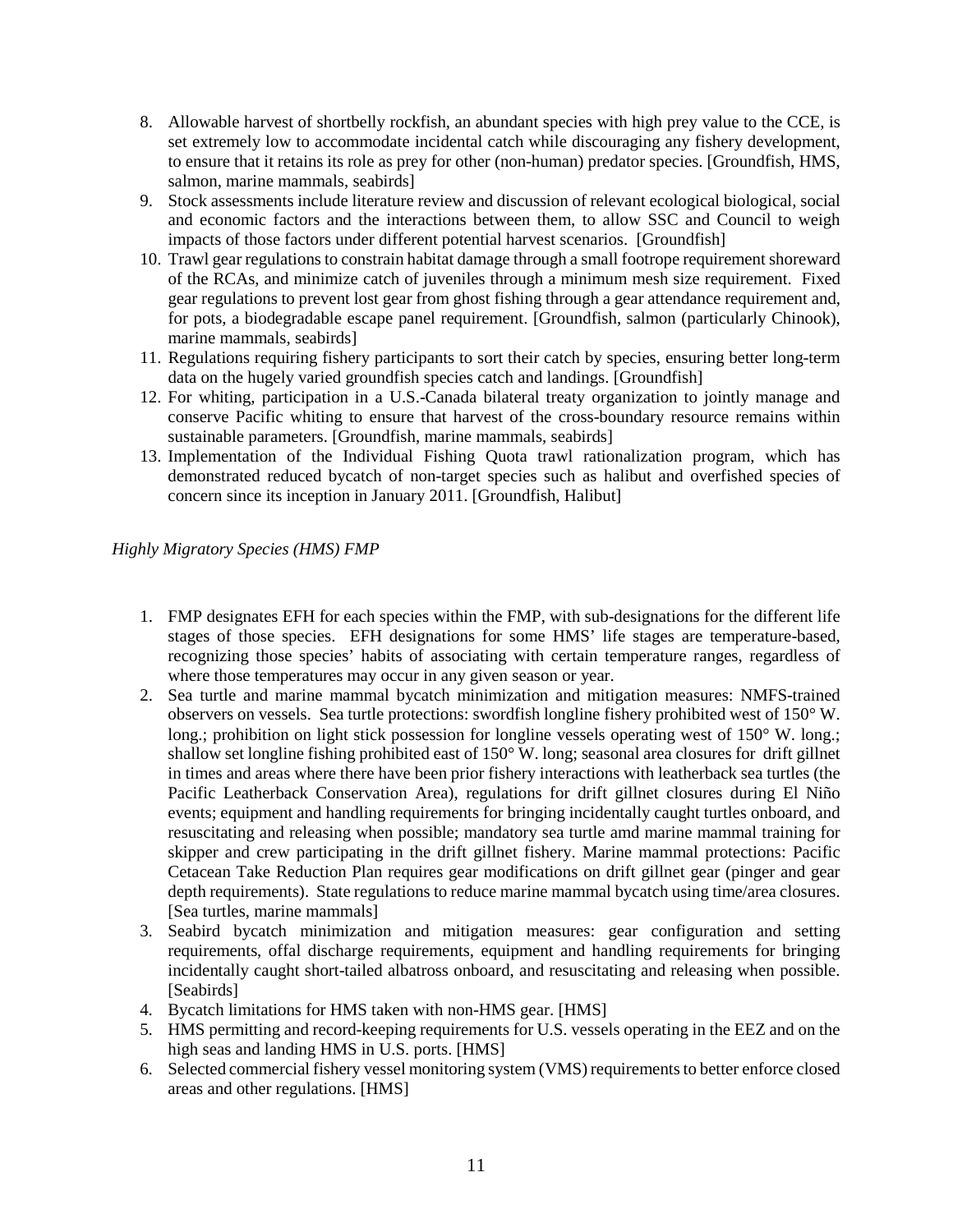8. Allowable harvest of shortbelly rockfish, an abundant species with high prey value to the CCE, is set extremely low to accommodate incidental catch while discouraging any fishery development, to ensure that it retains its role as prey for other (non-human) predator species. [Groundfish, HMS, salmon, marine mammals, seabirds]
9. Stock assessments include literature review and discussion of relevant ecological biological, social and economic factors and the interactions between them, to allow SSC and Council to weigh impacts of those factors under different potential harvest scenarios. [Groundfish]
10. Trawl gear regulations to constrain habitat damage through a small footrope requirement shoreward of the RCAs, and minimize catch of juveniles through a minimum mesh size requirement. Fixed gear regulations to prevent lost gear from ghost fishing through a gear attendance requirement and, for pots, a biodegradable escape panel requirement. [Groundfish, salmon (particularly Chinook), marine mammals, seabirds]
11. Regulations requiring fishery participants to sort their catch by species, ensuring better long-term data on the hugely varied groundfish species catch and landings. [Groundfish]
12. For whiting, participation in a U.S.-Canada bilateral treaty organization to jointly manage and conserve Pacific whiting to ensure that harvest of the cross-boundary resource remains within sustainable parameters. [Groundfish, marine mammals, seabirds]
13. Implementation of the Individual Fishing Quota trawl rationalization program, which has demonstrated reduced bycatch of non-target species such as halibut and overfished species of concern since its inception in January 2011. [Groundfish, Halibut]

*Highly Migratory Species (HMS) FMP*

1. FMP designates EFH for each species within the FMP, with sub-designations for the different life stages of those species. EFH designations for some HMS' life stages are temperature-based, recognizing those species' habits of associating with certain temperature ranges, regardless of where those temperatures may occur in any given season or year.
2. Sea turtle and marine mammal bycatch minimization and mitigation measures: NMFS-trained observers on vessels. Sea turtle protections: swordfish longline fishery prohibited west of 150° W. long.; prohibition on light stick possession for longline vessels operating west of 150° W. long.; shallow set longline fishing prohibited east of 150° W. long; seasonal area closures for drift gillnet in times and areas where there have been prior fishery interactions with leatherback sea turtles (the Pacific Leatherback Conservation Area), regulations for drift gillnet closures during El Niño events; equipment and handling requirements for bringing incidentally caught turtles onboard, and resuscitating and releasing when possible; mandatory sea turtle amd marine mammal training for skipper and crew participating in the drift gillnet fishery. Marine mammal protections: Pacific Cetacean Take Reduction Plan requires gear modifications on drift gillnet gear (pinger and gear depth requirements). State regulations to reduce marine mammal bycatch using time/area closures. [Sea turtles, marine mammals]
3. Seabird bycatch minimization and mitigation measures: gear configuration and setting requirements, offal discharge requirements, equipment and handling requirements for bringing incidentally caught short-tailed albatross onboard, and resuscitating and releasing when possible. [Seabirds]
4. Bycatch limitations for HMS taken with non-HMS gear. [HMS]
5. HMS permitting and record-keeping requirements for U.S. vessels operating in the EEZ and on the high seas and landing HMS in U.S. ports. [HMS]
6. Selected commercial fishery vessel monitoring system (VMS) requirements to better enforce closed areas and other regulations. [HMS]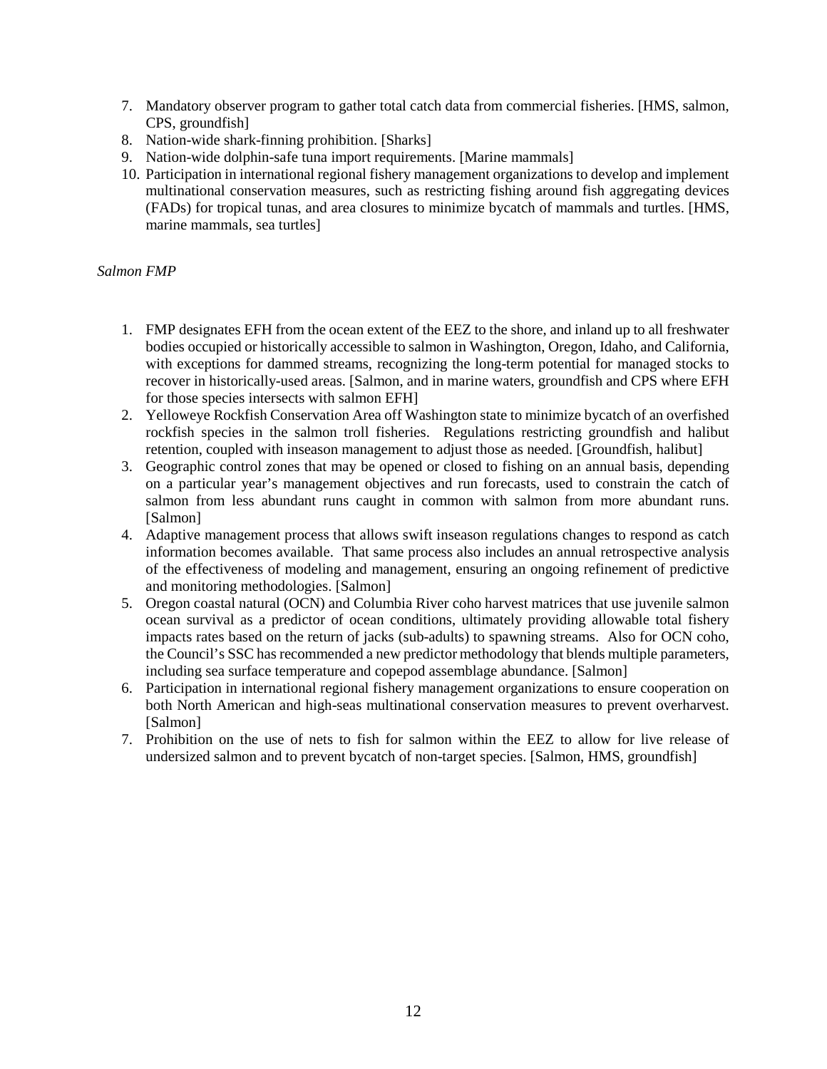7. Mandatory observer program to gather total catch data from commercial fisheries. [HMS, salmon, CPS, groundfish]
8. Nation-wide shark-finning prohibition. [Sharks]
9. Nation-wide dolphin-safe tuna import requirements. [Marine mammals]
10. Participation in international regional fishery management organizations to develop and implement multinational conservation measures, such as restricting fishing around fish aggregating devices (FADs) for tropical tunas, and area closures to minimize bycatch of mammals and turtles. [HMS, marine mammals, sea turtles]

*Salmon FMP*

1. FMP designates EFH from the ocean extent of the EEZ to the shore, and inland up to all freshwater bodies occupied or historically accessible to salmon in Washington, Oregon, Idaho, and California, with exceptions for dammed streams, recognizing the long-term potential for managed stocks to recover in historically-used areas. [Salmon, and in marine waters, groundfish and CPS where EFH for those species intersects with salmon EFH]
2. Yelloweye Rockfish Conservation Area off Washington state to minimize bycatch of an overfished rockfish species in the salmon troll fisheries. Regulations restricting groundfish and halibut retention, coupled with inseason management to adjust those as needed. [Groundfish, halibut]
3. Geographic control zones that may be opened or closed to fishing on an annual basis, depending on a particular year's management objectives and run forecasts, used to constrain the catch of salmon from less abundant runs caught in common with salmon from more abundant runs. [Salmon]
4. Adaptive management process that allows swift inseason regulations changes to respond as catch information becomes available. That same process also includes an annual retrospective analysis of the effectiveness of modeling and management, ensuring an ongoing refinement of predictive and monitoring methodologies. [Salmon]
5. Oregon coastal natural (OCN) and Columbia River coho harvest matrices that use juvenile salmon ocean survival as a predictor of ocean conditions, ultimately providing allowable total fishery impacts rates based on the return of jacks (sub-adults) to spawning streams. Also for OCN coho, the Council's SSC has recommended a new predictor methodology that blends multiple parameters, including sea surface temperature and copepod assemblage abundance. [Salmon]
6. Participation in international regional fishery management organizations to ensure cooperation on both North American and high-seas multinational conservation measures to prevent overharvest. [Salmon]
7. Prohibition on the use of nets to fish for salmon within the EEZ to allow for live release of undersized salmon and to prevent bycatch of non-target species. [Salmon, HMS, groundfish]